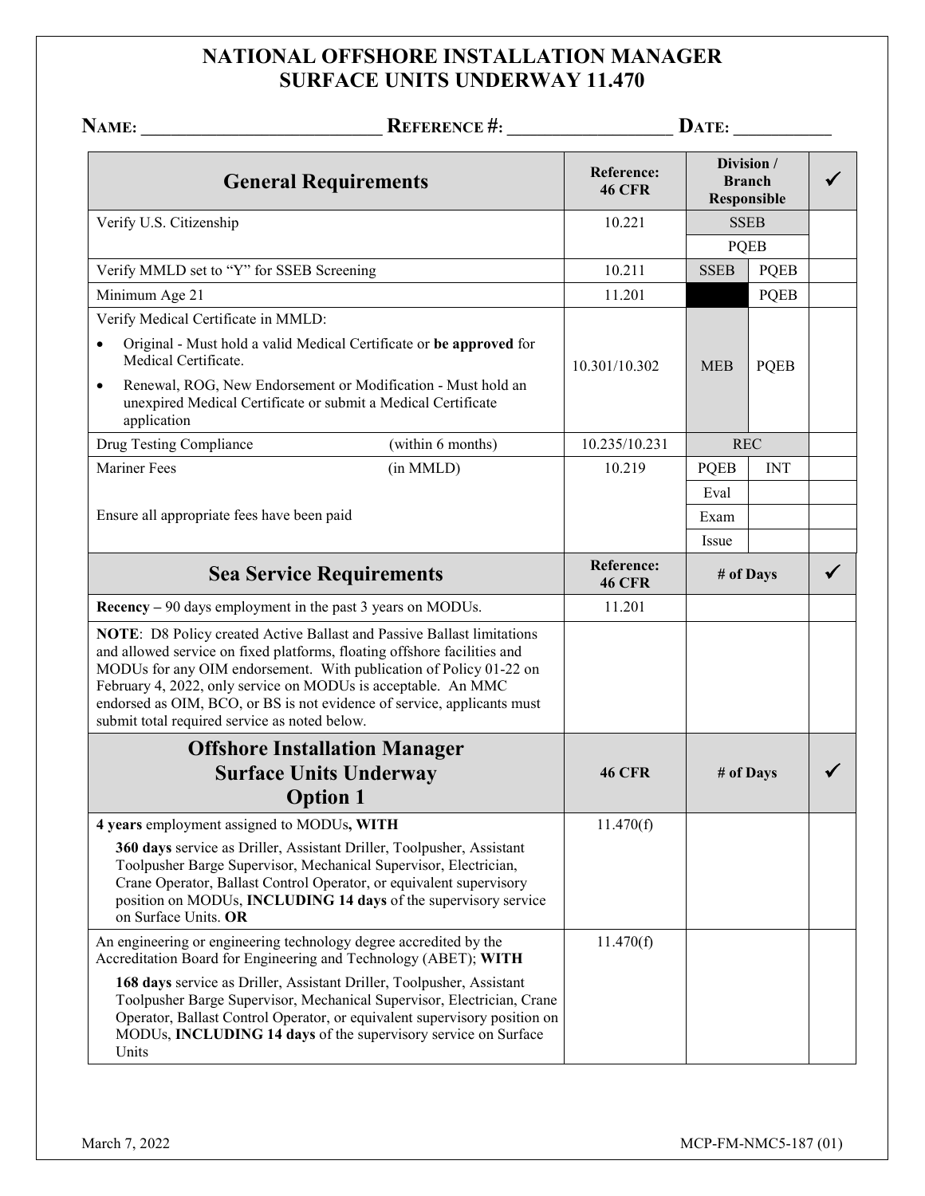# NATIONAL OFFSHORE INSTALLATION MANAGER SURFACE UNITS UNDERWAY 11.470

**NAME:** ___________________________ **REFERENCE #:** __________________ **DATE:** ___________

| General Requirements | | Reference: 46 CFR | Division / Branch Responsible | | ✓ |
|---|---|---|---|---|---|
| Verify U.S. Citizenship | | 10.221 | SSEB | | |
| | | | PQEB | | |
| Verify MMLD set to "Y" for SSEB Screening | | 10.211 | SSEB | PQEB | |
| Minimum Age 21 | | 11.201 | | PQEB | |
| Verify Medical Certificate in MMLD:<br>• Original - Must hold a valid Medical Certificate or **be approved** for Medical Certificate.<br>• Renewal, ROG, New Endorsement or Modification - Must hold an unexpired Medical Certificate or submit a Medical Certificate application | | 10.301/10.302 | MEB | PQEB | |
| Drug Testing Compliance | (within 6 months) | 10.235/10.231 | REC | | |
| Mariner Fees | (in MMLD) | 10.219 | PQEB | INT | |
| Ensure all appropriate fees have been paid | | | Eval | | |
| | | | Exam | | |
| | | | Issue | | |

| Sea Service Requirements | Reference: 46 CFR | # of Days | ✓ |
|---|---|---|---|
| **Recency –** 90 days employment in the past 3 years on MODUs. | 11.201 | | |
| **NOTE**: D8 Policy created Active Ballast and Passive Ballast limitations and allowed service on fixed platforms, floating offshore facilities and MODUs for any OIM endorsement. With publication of Policy 01-22 on February 4, 2022, only service on MODUs is acceptable. An MMC endorsed as OIM, BCO, or BS is not evidence of service, applicants must submit total required service as noted below. | | | |

| Offshore Installation Manager Surface Units Underway Option 1 | 46 CFR | # of Days | ✓ |
|---|---|---|---|
| **4 years** employment assigned to MODUs**, WITH**<br>**360 days** service as Driller, Assistant Driller, Toolpusher, Assistant Toolpusher Barge Supervisor, Mechanical Supervisor, Electrician, Crane Operator, Ballast Control Operator, or equivalent supervisory position on MODUs, **INCLUDING 14 days** of the supervisory service on Surface Units. **OR** | 11.470(f) | | |
| An engineering or engineering technology degree accredited by the Accreditation Board for Engineering and Technology (ABET); **WITH**<br>**168 days** service as Driller, Assistant Driller, Toolpusher, Assistant Toolpusher Barge Supervisor, Mechanical Supervisor, Electrician, Crane Operator, Ballast Control Operator, or equivalent supervisory position on MODUs, **INCLUDING 14 days** of the supervisory service on Surface Units | 11.470(f) | | |

March 7, 2022 MCP-FM-NMC5-187 (01)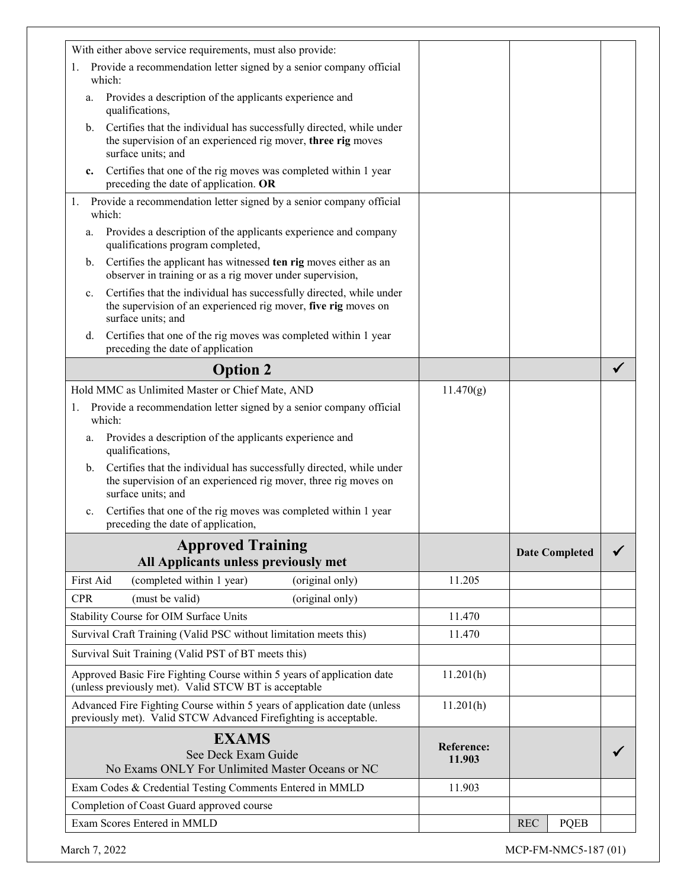| | | | | |
|---|---|---|---|---|
| With either above service requirements, must also provide:<br>1. Provide a recommendation letter signed by a senior company official which:<br>a. Provides a description of the applicants experience and qualifications,<br>b. Certifies that the individual has successfully directed, while under the supervision of an experienced rig mover, **three rig** moves surface units; and<br>**c.** Certifies that one of the rig moves was completed within 1 year preceding the date of application. **OR** | | | | |
| 1. Provide a recommendation letter signed by a senior company official which:<br>a. Provides a description of the applicants experience and company qualifications program completed,<br>b. Certifies the applicant has witnessed **ten rig** moves either as an observer in training or as a rig mover under supervision,<br>c. Certifies that the individual has successfully directed, while under the supervision of an experienced rig mover, **five rig** moves on surface units; and<br>d. Certifies that one of the rig moves was completed within 1 year preceding the date of application | | | | |
| **Option 2** | | | | ✓ |
| Hold MMC as Unlimited Master or Chief Mate, AND<br>1. Provide a recommendation letter signed by a senior company official which:<br>a. Provides a description of the applicants experience and qualifications,<br>b. Certifies that the individual has successfully directed, while under the supervision of an experienced rig mover, three rig moves on surface units; and<br>c. Certifies that one of the rig moves was completed within 1 year preceding the date of application, | 11.470(g) | | | |
| **Approved Training**<br>**All Applicants unless previously met** | | **Date Completed** | | ✓ |
| First Aid (completed within 1 year) (original only) | 11.205 | | | |
| CPR (must be valid) (original only) | | | | |
| Stability Course for OIM Surface Units | 11.470 | | | |
| Survival Craft Training (Valid PSC without limitation meets this) | 11.470 | | | |
| Survival Suit Training (Valid PST of BT meets this) | | | | |
| Approved Basic Fire Fighting Course within 5 years of application date (unless previously met). Valid STCW BT is acceptable | 11.201(h) | | | |
| Advanced Fire Fighting Course within 5 years of application date (unless previously met). Valid STCW Advanced Firefighting is acceptable. | 11.201(h) | | | |
| **EXAMS**<br>See Deck Exam Guide<br>No Exams ONLY For Unlimited Master Oceans or NC | **Reference: 11.903** | | | ✓ |
| Exam Codes & Credential Testing Comments Entered in MMLD | 11.903 | | | |
| Completion of Coast Guard approved course | | | | |
| Exam Scores Entered in MMLD | | REC | PQEB | |

March 7, 2022 MCP-FM-NMC5-187 (01)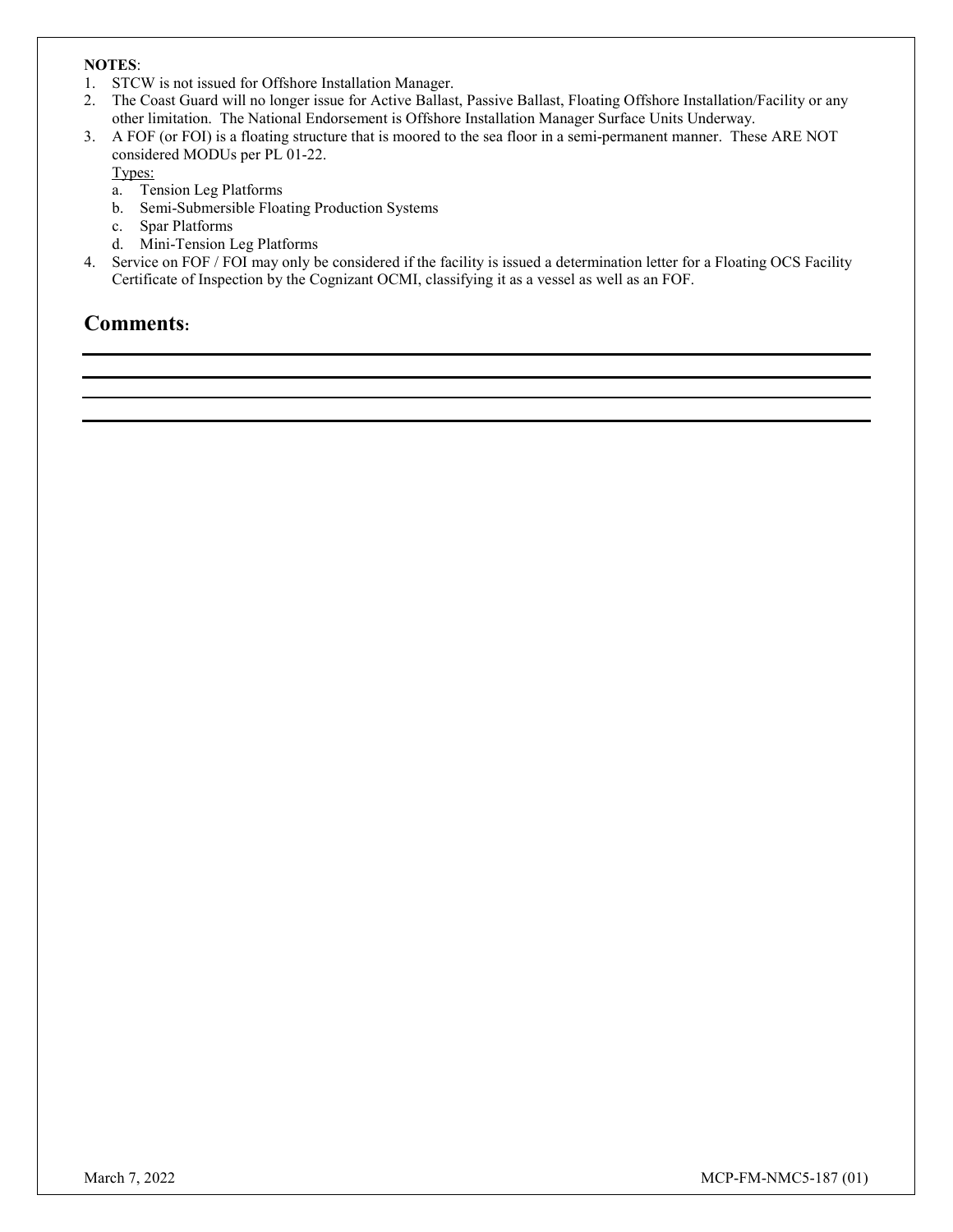**NOTES**:

1. STCW is not issued for Offshore Installation Manager.
2. The Coast Guard will no longer issue for Active Ballast, Passive Ballast, Floating Offshore Installation/Facility or any other limitation. The National Endorsement is Offshore Installation Manager Surface Units Underway.
3. A FOF (or FOI) is a floating structure that is moored to the sea floor in a semi-permanent manner. These ARE NOT considered MODUs per PL 01-22.

   Types:

   a. Tension Leg Platforms
   b. Semi-Submersible Floating Production Systems
   c. Spar Platforms
   d. Mini-Tension Leg Platforms
4. Service on FOF / FOI may only be considered if the facility is issued a determination letter for a Floating OCS Facility Certificate of Inspection by the Cognizant OCMI, classifying it as a vessel as well as an FOF.

## Comments: